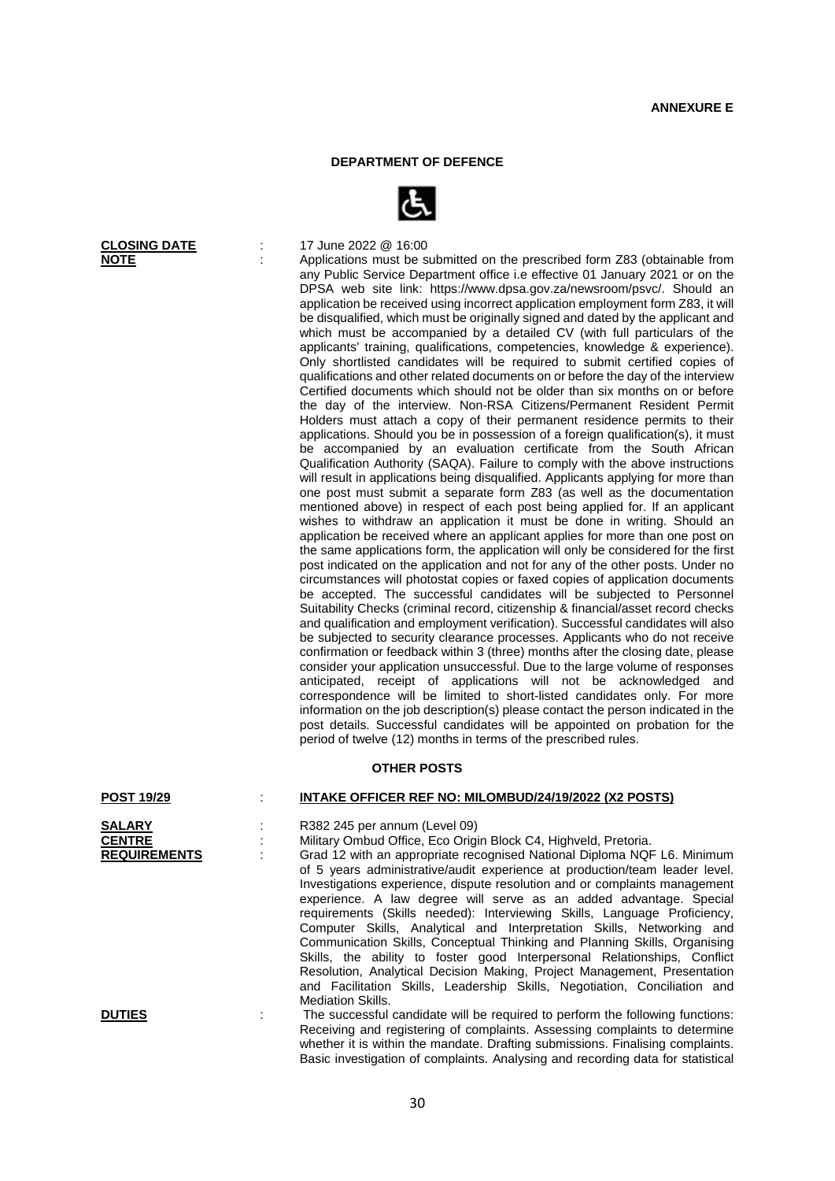**ANNEXURE E**

## DEPARTMENT OF DEFENCE

**CLOSING DATE** : 17 June 2022 @ 16:00

**NOTE** : Applications must be submitted on the prescribed form Z83 (obtainable from any Public Service Department office i.e effective 01 January 2021 or on the DPSA web site link: https://www.dpsa.gov.za/newsroom/psvc/. Should an application be received using incorrect application employment form Z83, it will be disqualified, which must be originally signed and dated by the applicant and which must be accompanied by a detailed CV (with full particulars of the applicants' training, qualifications, competencies, knowledge & experience). Only shortlisted candidates will be required to submit certified copies of qualifications and other related documents on or before the day of the interview Certified documents which should not be older than six months on or before the day of the interview. Non-RSA Citizens/Permanent Resident Permit Holders must attach a copy of their permanent residence permits to their applications. Should you be in possession of a foreign qualification(s), it must be accompanied by an evaluation certificate from the South African Qualification Authority (SAQA). Failure to comply with the above instructions will result in applications being disqualified. Applicants applying for more than one post must submit a separate form Z83 (as well as the documentation mentioned above) in respect of each post being applied for. If an applicant wishes to withdraw an application it must be done in writing. Should an application be received where an applicant applies for more than one post on the same applications form, the application will only be considered for the first post indicated on the application and not for any of the other posts. Under no circumstances will photostat copies or faxed copies of application documents be accepted. The successful candidates will be subjected to Personnel Suitability Checks (criminal record, citizenship & financial/asset record checks and qualification and employment verification). Successful candidates will also be subjected to security clearance processes. Applicants who do not receive confirmation or feedback within 3 (three) months after the closing date, please consider your application unsuccessful. Due to the large volume of responses anticipated, receipt of applications will not be acknowledged and correspondence will be limited to short-listed candidates only. For more information on the job description(s) please contact the person indicated in the post details. Successful candidates will be appointed on probation for the period of twelve (12) months in terms of the prescribed rules.

### OTHER POSTS

**POST 19/29** : **INTAKE OFFICER REF NO: MILOMBUD/24/19/2022 (X2 POSTS)**

**SALARY** : R382 245 per annum (Level 09)

**CENTRE** : Military Ombud Office, Eco Origin Block C4, Highveld, Pretoria.

**REQUIREMENTS** : Grad 12 with an appropriate recognised National Diploma NQF L6. Minimum of 5 years administrative/audit experience at production/team leader level. Investigations experience, dispute resolution and or complaints management experience. A law degree will serve as an added advantage. Special requirements (Skills needed): Interviewing Skills, Language Proficiency, Computer Skills, Analytical and Interpretation Skills, Networking and Communication Skills, Conceptual Thinking and Planning Skills, Organising Skills, the ability to foster good Interpersonal Relationships, Conflict Resolution, Analytical Decision Making, Project Management, Presentation and Facilitation Skills, Leadership Skills, Negotiation, Conciliation and Mediation Skills.

**DUTIES** : The successful candidate will be required to perform the following functions: Receiving and registering of complaints. Assessing complaints to determine whether it is within the mandate. Drafting submissions. Finalising complaints. Basic investigation of complaints. Analysing and recording data for statistical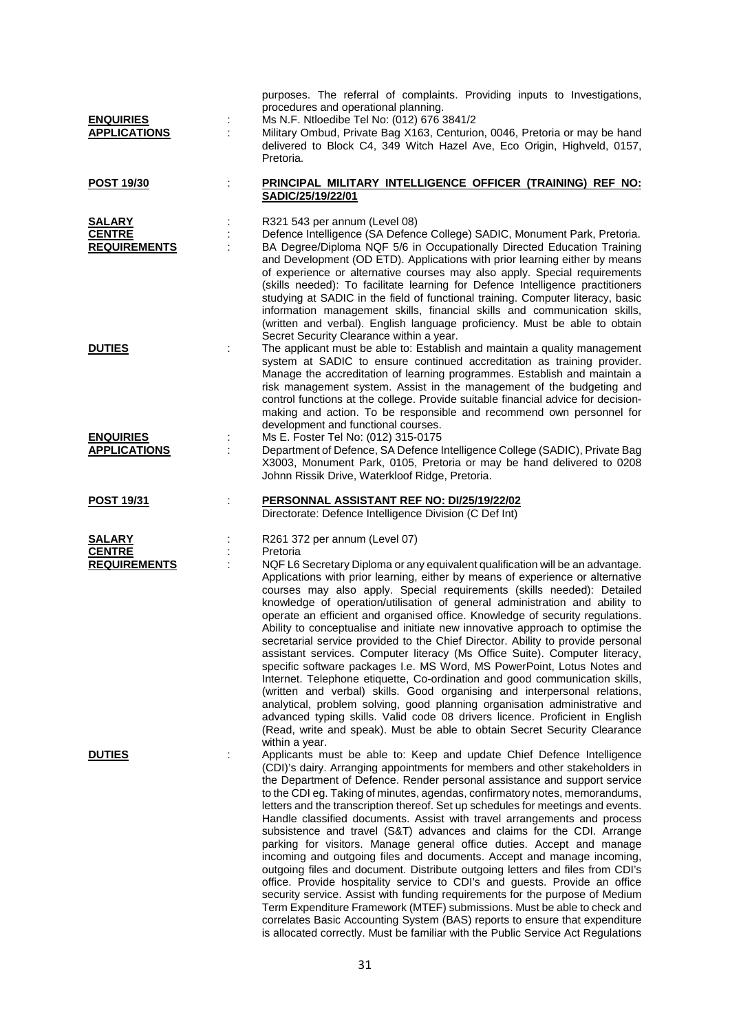purposes. The referral of complaints. Providing inputs to Investigations, procedures and operational planning.

**ENQUIRIES** : Ms N.F. Ntloedibe Tel No: (012) 676 3841/2

**APPLICATIONS** : Military Ombud, Private Bag X163, Centurion, 0046, Pretoria or may be hand delivered to Block C4, 349 Witch Hazel Ave, Eco Origin, Highveld, 0157, Pretoria.

**POST 19/30** : **PRINCIPAL MILITARY INTELLIGENCE OFFICER (TRAINING) REF NO: SADIC/25/19/22/01**

**SALARY** : R321 543 per annum (Level 08)

**CENTRE** : Defence Intelligence (SA Defence College) SADIC, Monument Park, Pretoria.

**REQUIREMENTS** : BA Degree/Diploma NQF 5/6 in Occupationally Directed Education Training and Development (OD ETD). Applications with prior learning either by means of experience or alternative courses may also apply. Special requirements (skills needed): To facilitate learning for Defence Intelligence practitioners studying at SADIC in the field of functional training. Computer literacy, basic information management skills, financial skills and communication skills, (written and verbal). English language proficiency. Must be able to obtain Secret Security Clearance within a year.

**DUTIES** : The applicant must be able to: Establish and maintain a quality management system at SADIC to ensure continued accreditation as training provider. Manage the accreditation of learning programmes. Establish and maintain a risk management system. Assist in the management of the budgeting and control functions at the college. Provide suitable financial advice for decision-making and action. To be responsible and recommend own personnel for development and functional courses.

**ENQUIRIES** : Ms E. Foster Tel No: (012) 315-0175

**APPLICATIONS** : Department of Defence, SA Defence Intelligence College (SADIC), Private Bag X3003, Monument Park, 0105, Pretoria or may be hand delivered to 0208 Johnn Rissik Drive, Waterkloof Ridge, Pretoria.

**POST 19/31** : **PERSONNAL ASSISTANT REF NO: DI/25/19/22/02**

Directorate: Defence Intelligence Division (C Def Int)

**SALARY** : R261 372 per annum (Level 07)

**CENTRE** : Pretoria

**REQUIREMENTS** : NQF L6 Secretary Diploma or any equivalent qualification will be an advantage. Applications with prior learning, either by means of experience or alternative courses may also apply. Special requirements (skills needed): Detailed knowledge of operation/utilisation of general administration and ability to operate an efficient and organised office. Knowledge of security regulations. Ability to conceptualise and initiate new innovative approach to optimise the secretarial service provided to the Chief Director. Ability to provide personal assistant services. Computer literacy (Ms Office Suite). Computer literacy, specific software packages I.e. MS Word, MS PowerPoint, Lotus Notes and Internet. Telephone etiquette, Co-ordination and good communication skills, (written and verbal) skills. Good organising and interpersonal relations, analytical, problem solving, good planning organisation administrative and advanced typing skills. Valid code 08 drivers licence. Proficient in English (Read, write and speak). Must be able to obtain Secret Security Clearance within a year.

**DUTIES** : Applicants must be able to: Keep and update Chief Defence Intelligence (CDI)'s dairy. Arranging appointments for members and other stakeholders in the Department of Defence. Render personal assistance and support service to the CDI eg. Taking of minutes, agendas, confirmatory notes, memorandums, letters and the transcription thereof. Set up schedules for meetings and events. Handle classified documents. Assist with travel arrangements and process subsistence and travel (S&T) advances and claims for the CDI. Arrange parking for visitors. Manage general office duties. Accept and manage incoming and outgoing files and documents. Accept and manage incoming, outgoing files and document. Distribute outgoing letters and files from CDI's office. Provide hospitality service to CDI's and guests. Provide an office security service. Assist with funding requirements for the purpose of Medium Term Expenditure Framework (MTEF) submissions. Must be able to check and correlates Basic Accounting System (BAS) reports to ensure that expenditure is allocated correctly. Must be familiar with the Public Service Act Regulations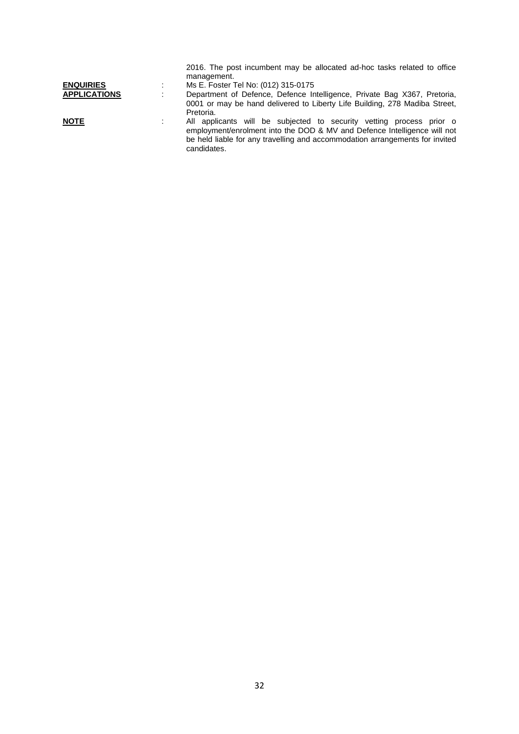2016. The post incumbent may be allocated ad-hoc tasks related to office management.

**ENQUIRIES** : Ms E. Foster Tel No: (012) 315-0175

**APPLICATIONS** : Department of Defence, Defence Intelligence, Private Bag X367, Pretoria, 0001 or may be hand delivered to Liberty Life Building, 278 Madiba Street, Pretoria.

**NOTE** : All applicants will be subjected to security vetting process prior o employment/enrolment into the DOD & MV and Defence Intelligence will not be held liable for any travelling and accommodation arrangements for invited candidates.